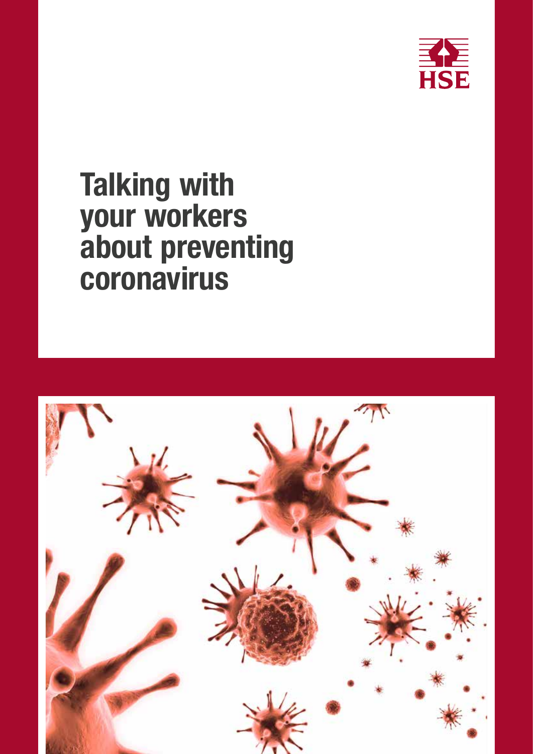HSE

# Talking with your workers about preventing coronavirus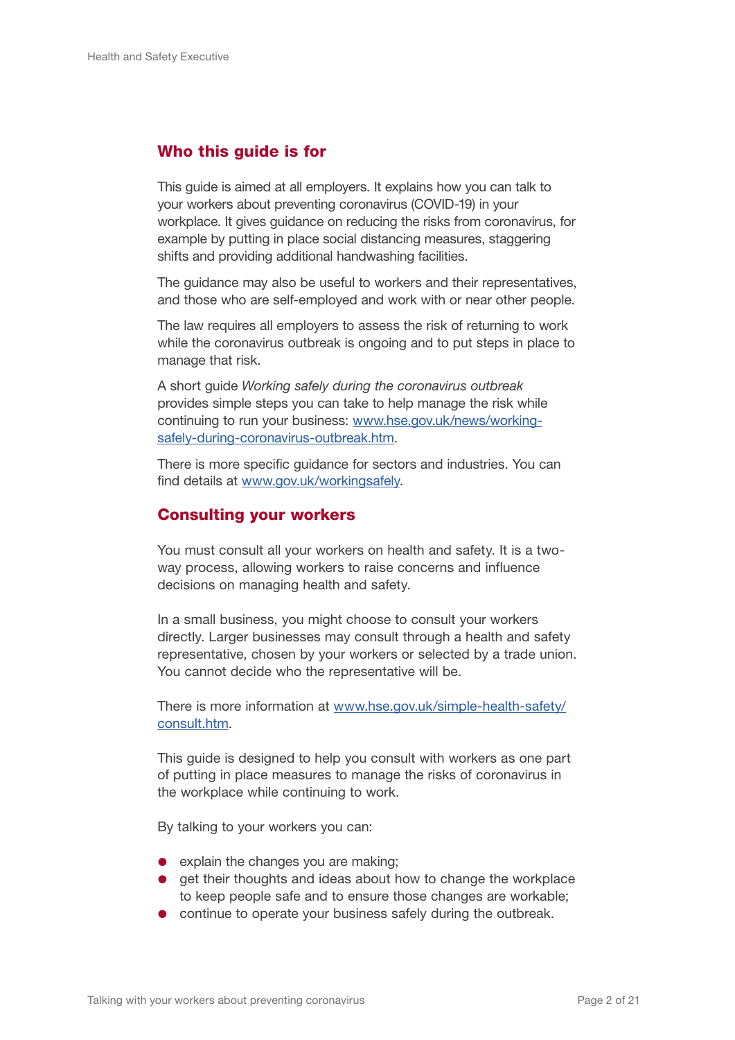## Who this guide is for

This guide is aimed at all employers. It explains how you can talk to your workers about preventing coronavirus (COVID-19) in your workplace. It gives guidance on reducing the risks from coronavirus, for example by putting in place social distancing measures, staggering shifts and providing additional handwashing facilities.

The guidance may also be useful to workers and their representatives, and those who are self-employed and work with or near other people.

The law requires all employers to assess the risk of returning to work while the coronavirus outbreak is ongoing and to put steps in place to manage that risk.

A short guide *Working safely during the coronavirus outbreak* provides simple steps you can take to help manage the risk while continuing to run your business: [www.hse.gov.uk/news/working-safely-during-coronavirus-outbreak.htm](www.hse.gov.uk/news/working-safely-during-coronavirus-outbreak.htm).

There is more specific guidance for sectors and industries. You can find details at [www.gov.uk/workingsafely](www.gov.uk/workingsafely).

## Consulting your workers

You must consult all your workers on health and safety. It is a two-way process, allowing workers to raise concerns and influence decisions on managing health and safety.

In a small business, you might choose to consult your workers directly. Larger businesses may consult through a health and safety representative, chosen by your workers or selected by a trade union. You cannot decide who the representative will be.

There is more information at [www.hse.gov.uk/simple-health-safety/consult.htm](www.hse.gov.uk/simple-health-safety/consult.htm).

This guide is designed to help you consult with workers as one part of putting in place measures to manage the risks of coronavirus in the workplace while continuing to work.

By talking to your workers you can:

- explain the changes you are making;
- get their thoughts and ideas about how to change the workplace to keep people safe and to ensure those changes are workable;
- continue to operate your business safely during the outbreak.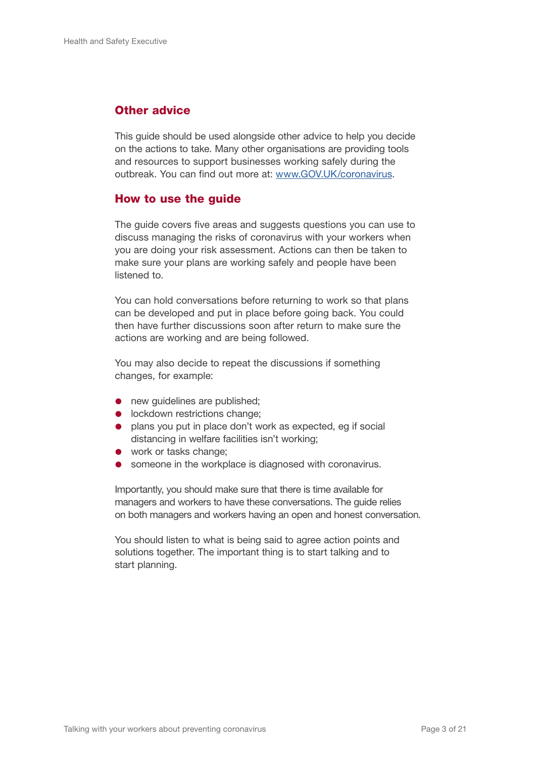## Other advice

This guide should be used alongside other advice to help you decide on the actions to take. Many other organisations are providing tools and resources to support businesses working safely during the outbreak. You can find out more at: [www.GOV.UK/coronavirus](www.GOV.UK/coronavirus).

## How to use the guide

The guide covers five areas and suggests questions you can use to discuss managing the risks of coronavirus with your workers when you are doing your risk assessment. Actions can then be taken to make sure your plans are working safely and people have been listened to.

You can hold conversations before returning to work so that plans can be developed and put in place before going back. You could then have further discussions soon after return to make sure the actions are working and are being followed.

You may also decide to repeat the discussions if something changes, for example:

- new guidelines are published;
- lockdown restrictions change;
- plans you put in place don't work as expected, eg if social distancing in welfare facilities isn't working;
- work or tasks change;
- someone in the workplace is diagnosed with coronavirus.

Importantly, you should make sure that there is time available for managers and workers to have these conversations. The guide relies on both managers and workers having an open and honest conversation.

You should listen to what is being said to agree action points and solutions together. The important thing is to start talking and to start planning.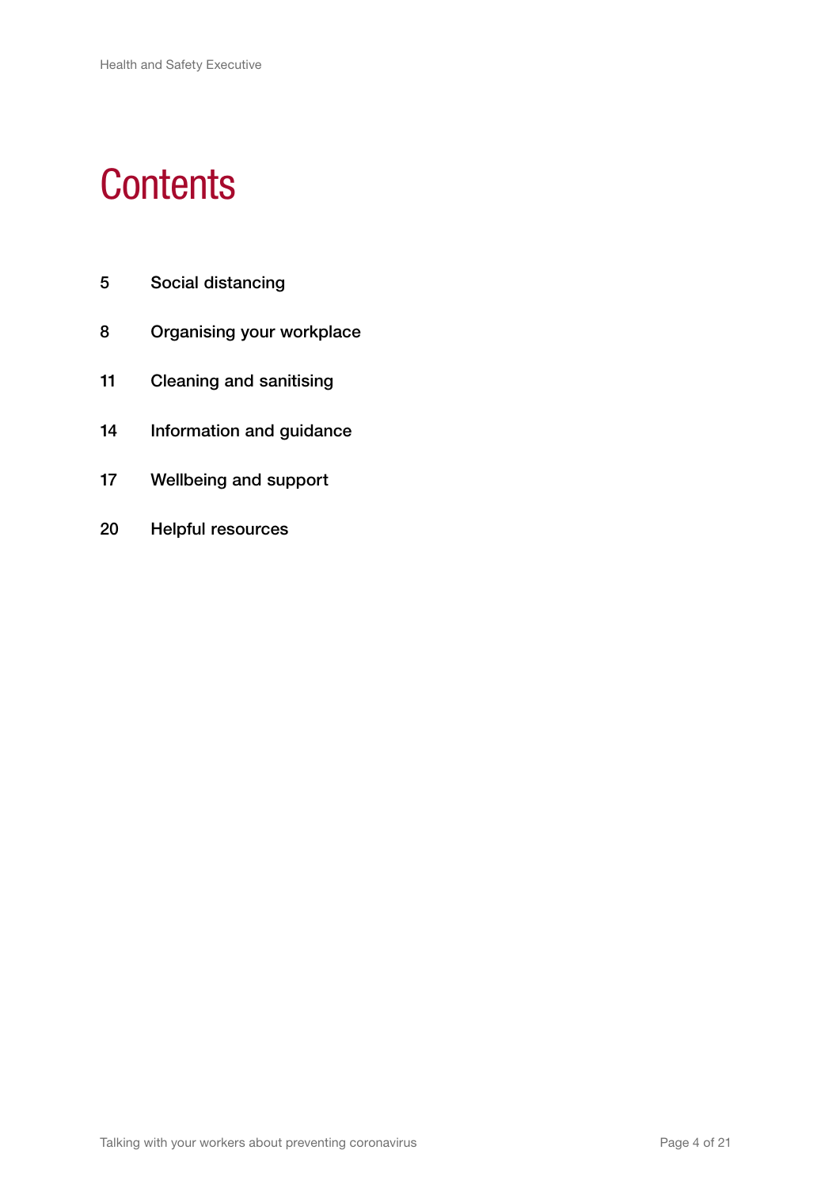# Contents

| | |
|---|---|
| 5 | Social distancing |
| 8 | Organising your workplace |
| 11 | Cleaning and sanitising |
| 14 | Information and guidance |
| 17 | Wellbeing and support |
| 20 | Helpful resources |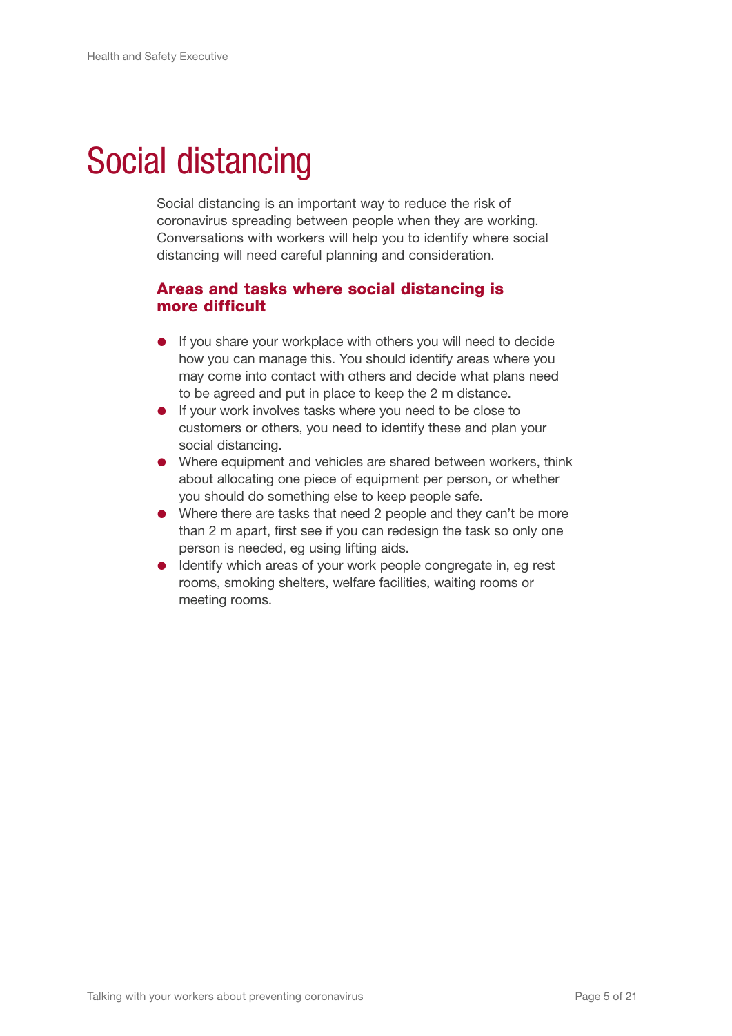# Social distancing

Social distancing is an important way to reduce the risk of coronavirus spreading between people when they are working. Conversations with workers will help you to identify where social distancing will need careful planning and consideration.

## Areas and tasks where social distancing is more difficult

- If you share your workplace with others you will need to decide how you can manage this. You should identify areas where you may come into contact with others and decide what plans need to be agreed and put in place to keep the 2 m distance.
- If your work involves tasks where you need to be close to customers or others, you need to identify these and plan your social distancing.
- Where equipment and vehicles are shared between workers, think about allocating one piece of equipment per person, or whether you should do something else to keep people safe.
- Where there are tasks that need 2 people and they can't be more than 2 m apart, first see if you can redesign the task so only one person is needed, eg using lifting aids.
- Identify which areas of your work people congregate in, eg rest rooms, smoking shelters, welfare facilities, waiting rooms or meeting rooms.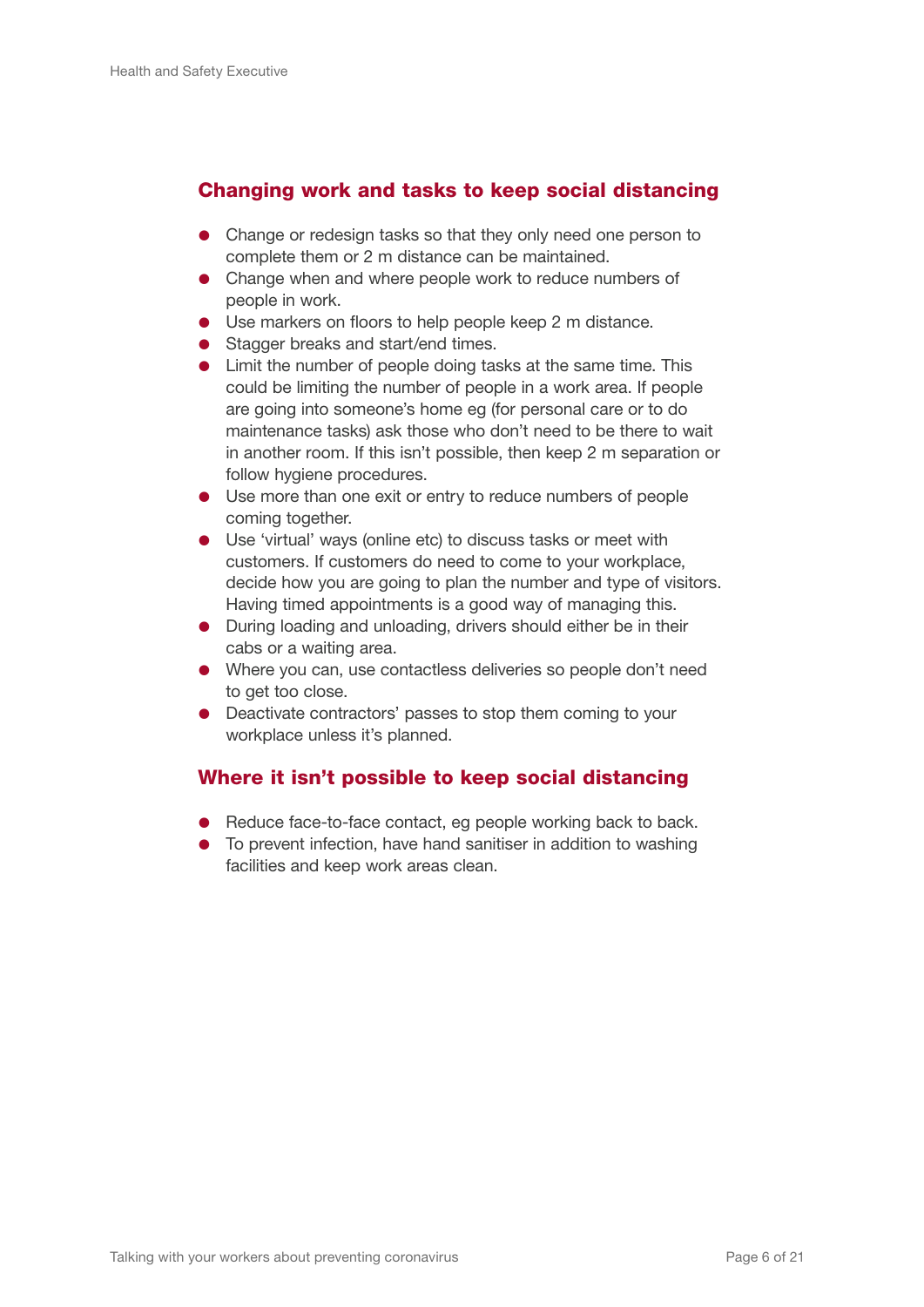## Changing work and tasks to keep social distancing

- Change or redesign tasks so that they only need one person to complete them or 2 m distance can be maintained.
- Change when and where people work to reduce numbers of people in work.
- Use markers on floors to help people keep 2 m distance.
- Stagger breaks and start/end times.
- Limit the number of people doing tasks at the same time. This could be limiting the number of people in a work area. If people are going into someone's home eg (for personal care or to do maintenance tasks) ask those who don't need to be there to wait in another room. If this isn't possible, then keep 2 m separation or follow hygiene procedures.
- Use more than one exit or entry to reduce numbers of people coming together.
- Use 'virtual' ways (online etc) to discuss tasks or meet with customers. If customers do need to come to your workplace, decide how you are going to plan the number and type of visitors. Having timed appointments is a good way of managing this.
- During loading and unloading, drivers should either be in their cabs or a waiting area.
- Where you can, use contactless deliveries so people don't need to get too close.
- Deactivate contractors' passes to stop them coming to your workplace unless it's planned.

## Where it isn't possible to keep social distancing

- Reduce face-to-face contact, eg people working back to back.
- To prevent infection, have hand sanitiser in addition to washing facilities and keep work areas clean.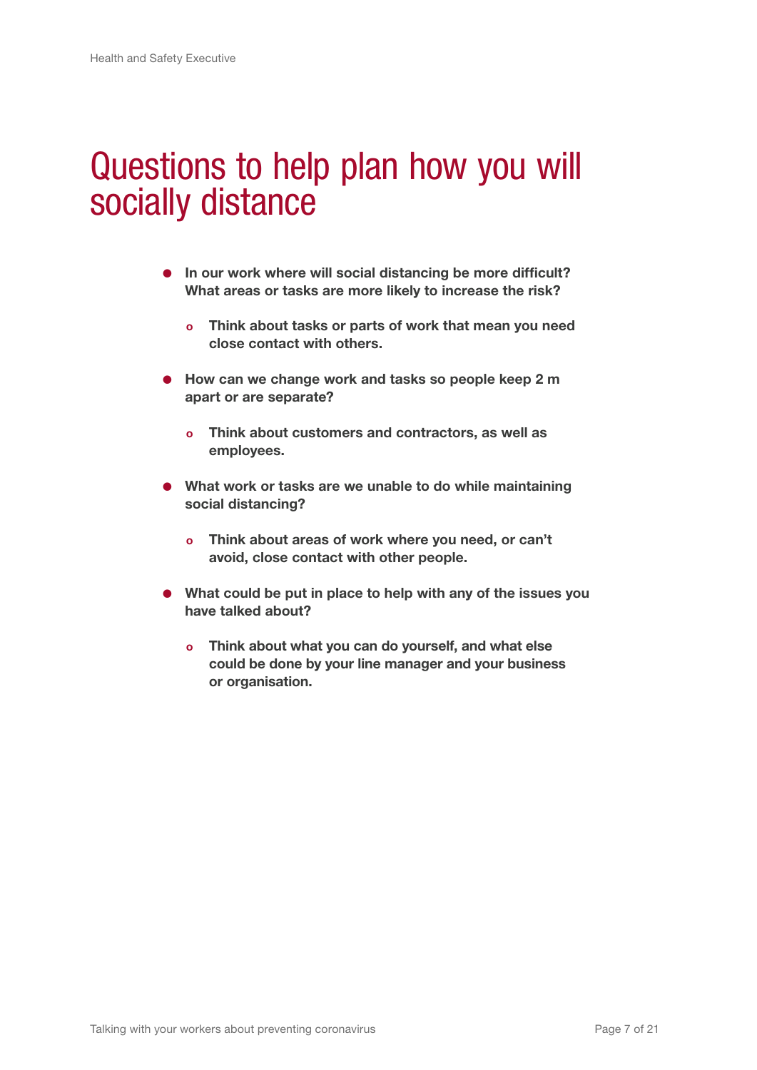# Questions to help plan how you will socially distance

- **In our work where will social distancing be more difficult? What areas or tasks are more likely to increase the risk?**
  - **Think about tasks or parts of work that mean you need close contact with others.**
- **How can we change work and tasks so people keep 2 m apart or are separate?**
  - **Think about customers and contractors, as well as employees.**
- **What work or tasks are we unable to do while maintaining social distancing?**
  - **Think about areas of work where you need, or can't avoid, close contact with other people.**
- **What could be put in place to help with any of the issues you have talked about?**
  - **Think about what you can do yourself, and what else could be done by your line manager and your business or organisation.**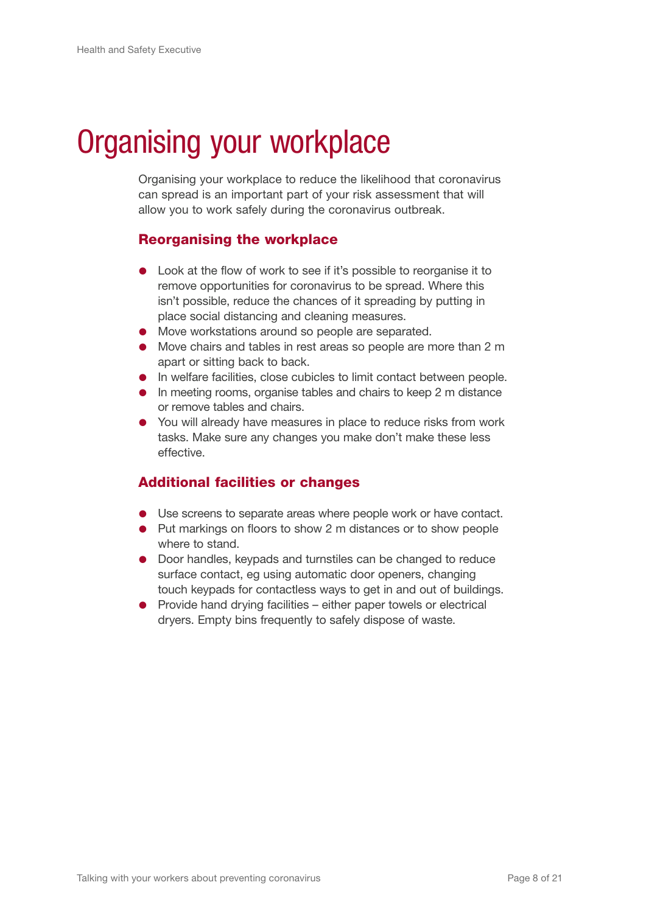# Organising your workplace

Organising your workplace to reduce the likelihood that coronavirus can spread is an important part of your risk assessment that will allow you to work safely during the coronavirus outbreak.

## Reorganising the workplace

- Look at the flow of work to see if it's possible to reorganise it to remove opportunities for coronavirus to be spread. Where this isn't possible, reduce the chances of it spreading by putting in place social distancing and cleaning measures.
- Move workstations around so people are separated.
- Move chairs and tables in rest areas so people are more than 2 m apart or sitting back to back.
- In welfare facilities, close cubicles to limit contact between people.
- In meeting rooms, organise tables and chairs to keep 2 m distance or remove tables and chairs.
- You will already have measures in place to reduce risks from work tasks. Make sure any changes you make don't make these less effective.

## Additional facilities or changes

- Use screens to separate areas where people work or have contact.
- Put markings on floors to show 2 m distances or to show people where to stand.
- Door handles, keypads and turnstiles can be changed to reduce surface contact, eg using automatic door openers, changing touch keypads for contactless ways to get in and out of buildings.
- Provide hand drying facilities – either paper towels or electrical dryers. Empty bins frequently to safely dispose of waste.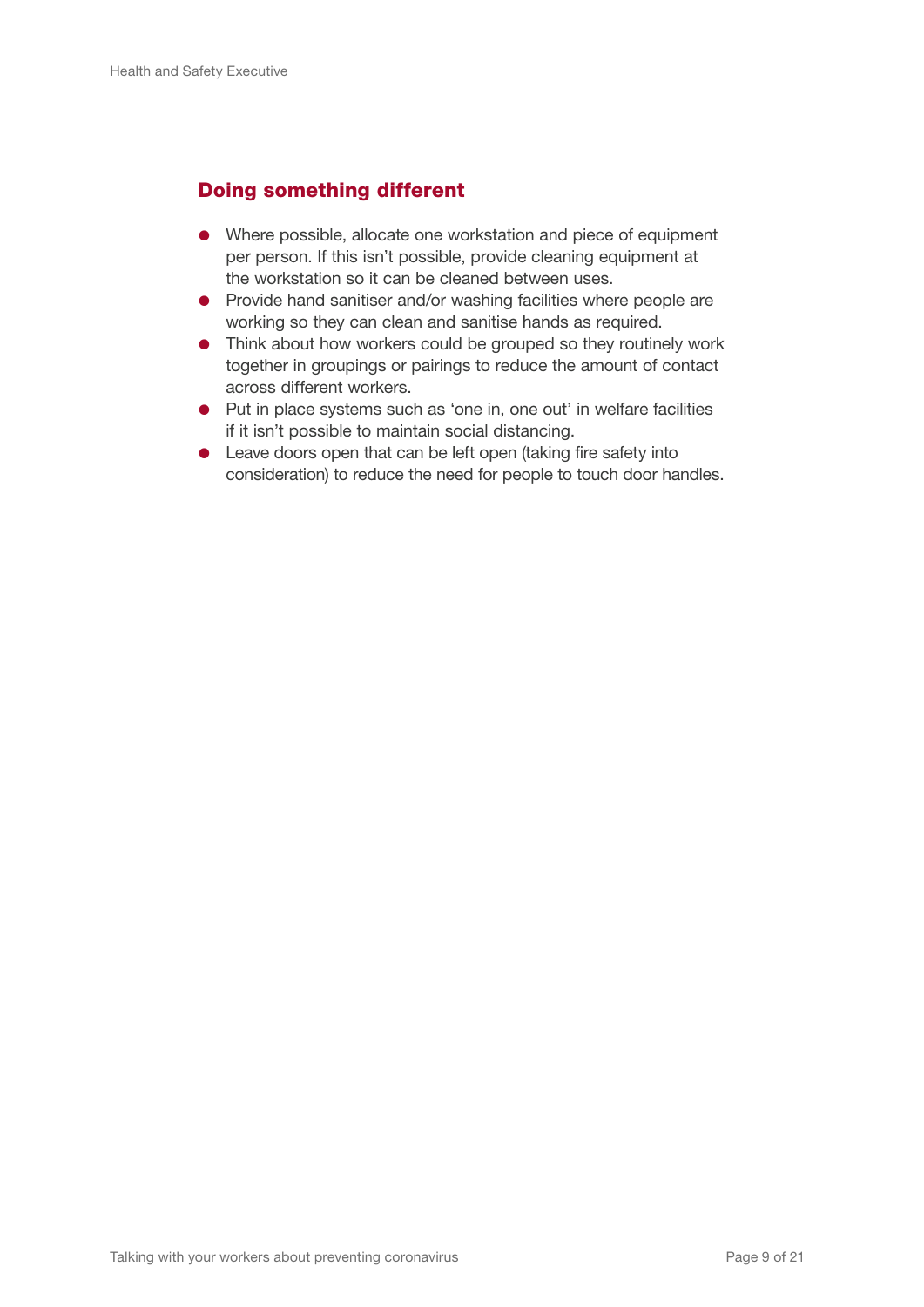## Doing something different

- Where possible, allocate one workstation and piece of equipment per person. If this isn't possible, provide cleaning equipment at the workstation so it can be cleaned between uses.
- Provide hand sanitiser and/or washing facilities where people are working so they can clean and sanitise hands as required.
- Think about how workers could be grouped so they routinely work together in groupings or pairings to reduce the amount of contact across different workers.
- Put in place systems such as 'one in, one out' in welfare facilities if it isn't possible to maintain social distancing.
- Leave doors open that can be left open (taking fire safety into consideration) to reduce the need for people to touch door handles.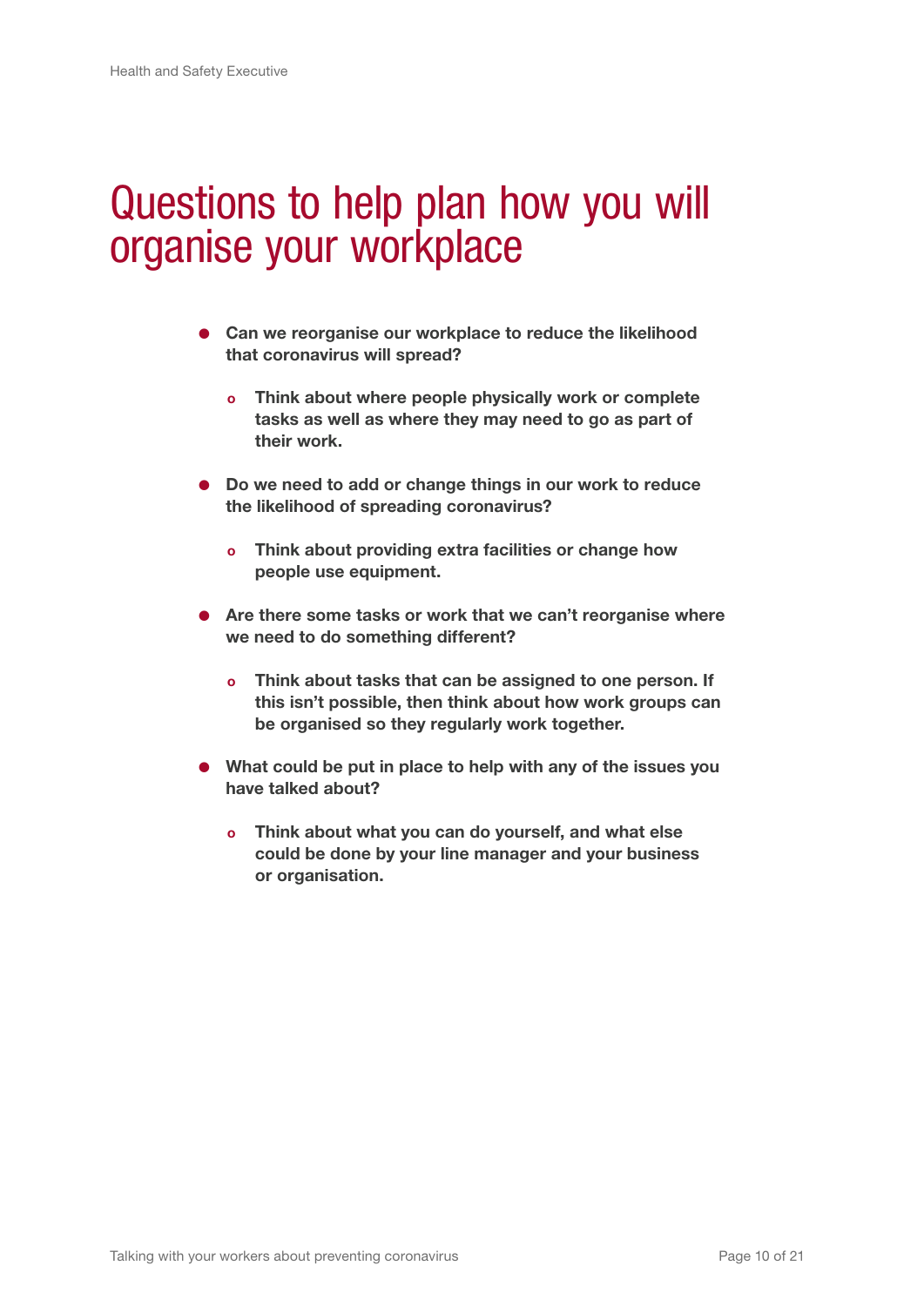# Questions to help plan how you will organise your workplace

- **Can we reorganise our workplace to reduce the likelihood that coronavirus will spread?**
  - **Think about where people physically work or complete tasks as well as where they may need to go as part of their work.**
- **Do we need to add or change things in our work to reduce the likelihood of spreading coronavirus?**
  - **Think about providing extra facilities or change how people use equipment.**
- **Are there some tasks or work that we can't reorganise where we need to do something different?**
  - **Think about tasks that can be assigned to one person. If this isn't possible, then think about how work groups can be organised so they regularly work together.**
- **What could be put in place to help with any of the issues you have talked about?**
  - **Think about what you can do yourself, and what else could be done by your line manager and your business or organisation.**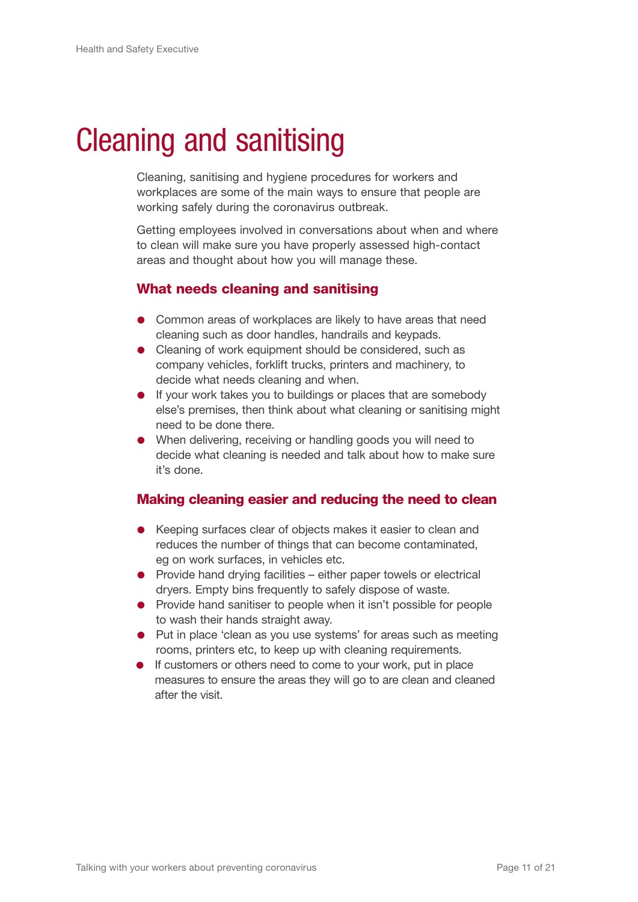# Cleaning and sanitising

Cleaning, sanitising and hygiene procedures for workers and workplaces are some of the main ways to ensure that people are working safely during the coronavirus outbreak.

Getting employees involved in conversations about when and where to clean will make sure you have properly assessed high-contact areas and thought about how you will manage these.

## What needs cleaning and sanitising

- Common areas of workplaces are likely to have areas that need cleaning such as door handles, handrails and keypads.
- Cleaning of work equipment should be considered, such as company vehicles, forklift trucks, printers and machinery, to decide what needs cleaning and when.
- If your work takes you to buildings or places that are somebody else's premises, then think about what cleaning or sanitising might need to be done there.
- When delivering, receiving or handling goods you will need to decide what cleaning is needed and talk about how to make sure it's done.

## Making cleaning easier and reducing the need to clean

- Keeping surfaces clear of objects makes it easier to clean and reduces the number of things that can become contaminated, eg on work surfaces, in vehicles etc.
- Provide hand drying facilities – either paper towels or electrical dryers. Empty bins frequently to safely dispose of waste.
- Provide hand sanitiser to people when it isn't possible for people to wash their hands straight away.
- Put in place 'clean as you use systems' for areas such as meeting rooms, printers etc, to keep up with cleaning requirements.
- If customers or others need to come to your work, put in place measures to ensure the areas they will go to are clean and cleaned after the visit.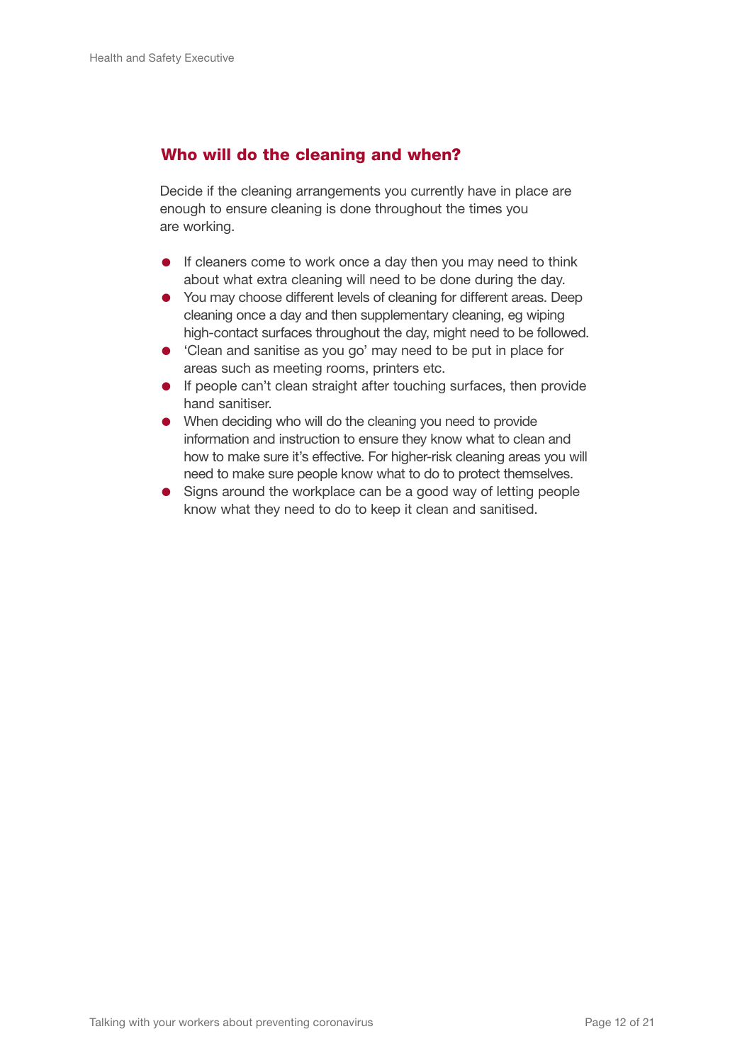## Who will do the cleaning and when?

Decide if the cleaning arrangements you currently have in place are enough to ensure cleaning is done throughout the times you are working.

- If cleaners come to work once a day then you may need to think about what extra cleaning will need to be done during the day.
- You may choose different levels of cleaning for different areas. Deep cleaning once a day and then supplementary cleaning, eg wiping high-contact surfaces throughout the day, might need to be followed.
- 'Clean and sanitise as you go' may need to be put in place for areas such as meeting rooms, printers etc.
- If people can't clean straight after touching surfaces, then provide hand sanitiser.
- When deciding who will do the cleaning you need to provide information and instruction to ensure they know what to clean and how to make sure it's effective. For higher-risk cleaning areas you will need to make sure people know what to do to protect themselves.
- Signs around the workplace can be a good way of letting people know what they need to do to keep it clean and sanitised.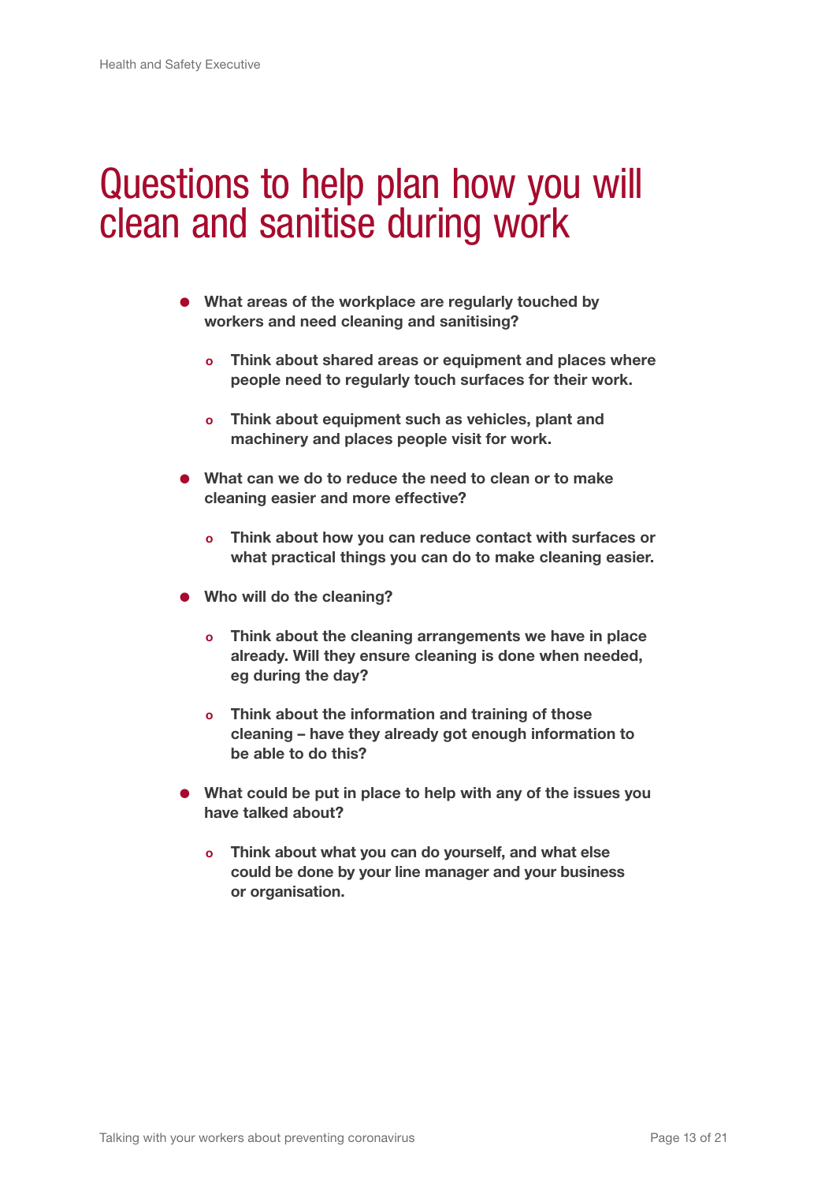# Questions to help plan how you will clean and sanitise during work

- **What areas of the workplace are regularly touched by workers and need cleaning and sanitising?**
  - **Think about shared areas or equipment and places where people need to regularly touch surfaces for their work.**
  - **Think about equipment such as vehicles, plant and machinery and places people visit for work.**
- **What can we do to reduce the need to clean or to make cleaning easier and more effective?**
  - **Think about how you can reduce contact with surfaces or what practical things you can do to make cleaning easier.**
- **Who will do the cleaning?**
  - **Think about the cleaning arrangements we have in place already. Will they ensure cleaning is done when needed, eg during the day?**
  - **Think about the information and training of those cleaning – have they already got enough information to be able to do this?**
- **What could be put in place to help with any of the issues you have talked about?**
  - **Think about what you can do yourself, and what else could be done by your line manager and your business or organisation.**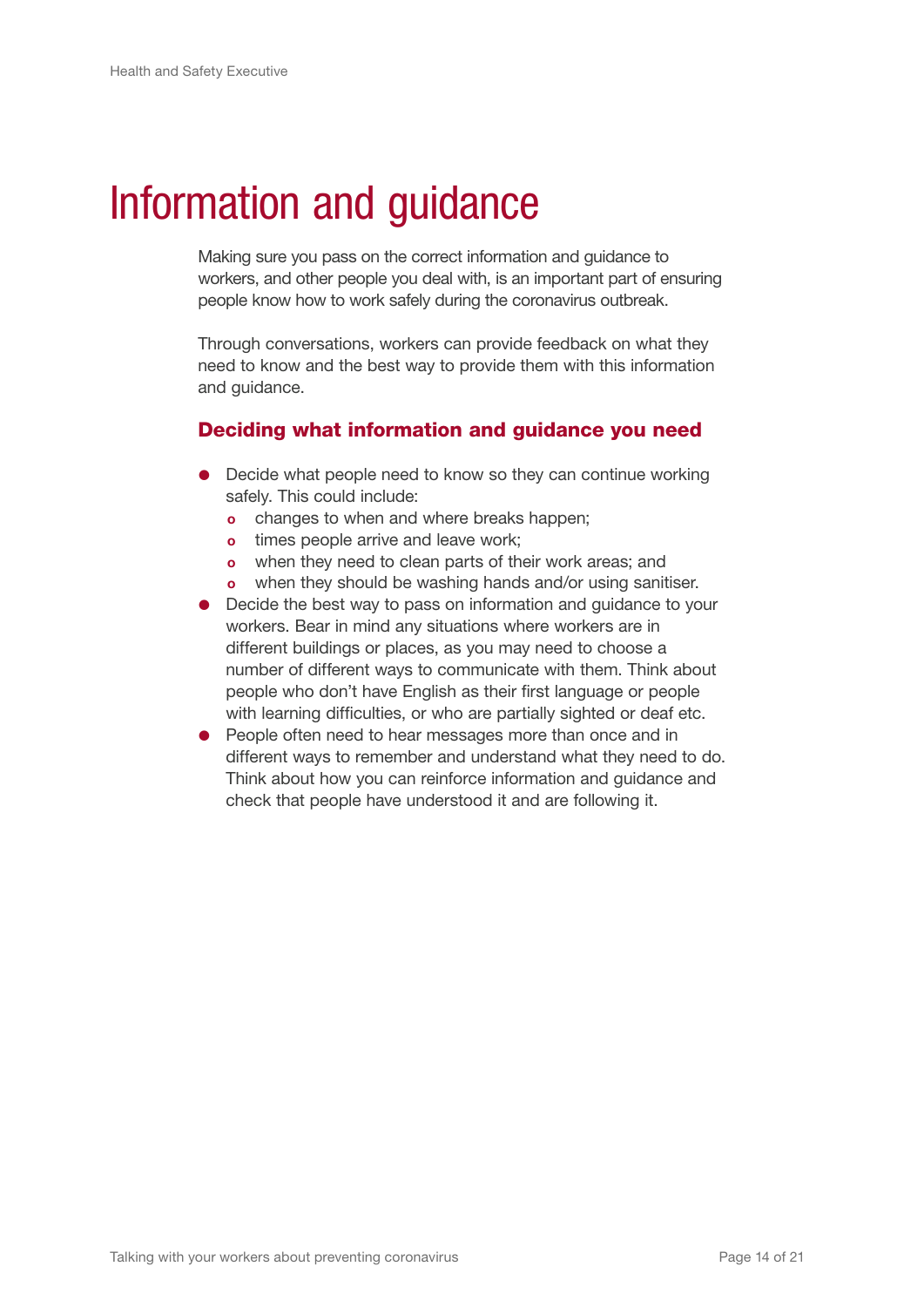# Information and guidance

Making sure you pass on the correct information and guidance to workers, and other people you deal with, is an important part of ensuring people know how to work safely during the coronavirus outbreak.

Through conversations, workers can provide feedback on what they need to know and the best way to provide them with this information and guidance.

## Deciding what information and guidance you need

- Decide what people need to know so they can continue working safely. This could include:
  - changes to when and where breaks happen;
  - times people arrive and leave work;
  - when they need to clean parts of their work areas; and
  - when they should be washing hands and/or using sanitiser.
- Decide the best way to pass on information and guidance to your workers. Bear in mind any situations where workers are in different buildings or places, as you may need to choose a number of different ways to communicate with them. Think about people who don't have English as their first language or people with learning difficulties, or who are partially sighted or deaf etc.
- People often need to hear messages more than once and in different ways to remember and understand what they need to do. Think about how you can reinforce information and guidance and check that people have understood it and are following it.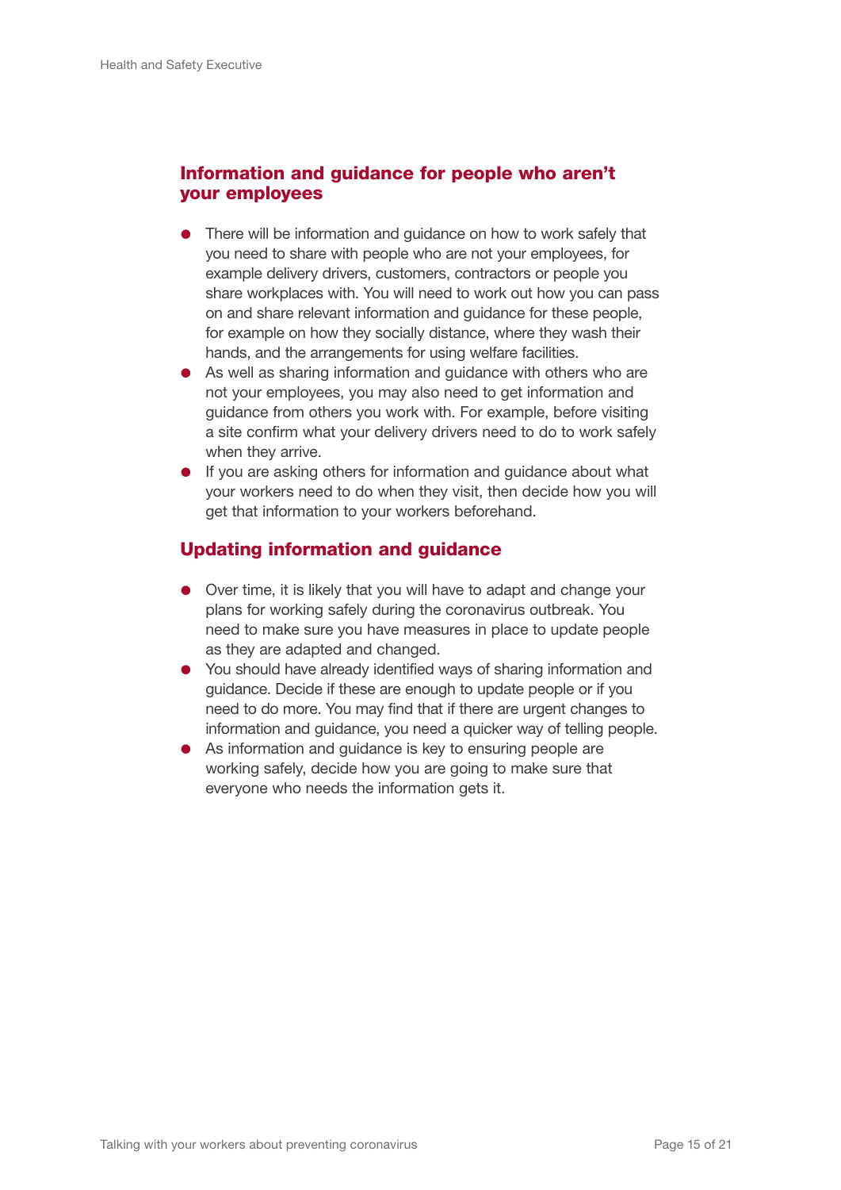## Information and guidance for people who aren't your employees

- There will be information and guidance on how to work safely that you need to share with people who are not your employees, for example delivery drivers, customers, contractors or people you share workplaces with. You will need to work out how you can pass on and share relevant information and guidance for these people, for example on how they socially distance, where they wash their hands, and the arrangements for using welfare facilities.
- As well as sharing information and guidance with others who are not your employees, you may also need to get information and guidance from others you work with. For example, before visiting a site confirm what your delivery drivers need to do to work safely when they arrive.
- If you are asking others for information and guidance about what your workers need to do when they visit, then decide how you will get that information to your workers beforehand.

## Updating information and guidance

- Over time, it is likely that you will have to adapt and change your plans for working safely during the coronavirus outbreak. You need to make sure you have measures in place to update people as they are adapted and changed.
- You should have already identified ways of sharing information and guidance. Decide if these are enough to update people or if you need to do more. You may find that if there are urgent changes to information and guidance, you need a quicker way of telling people.
- As information and guidance is key to ensuring people are working safely, decide how you are going to make sure that everyone who needs the information gets it.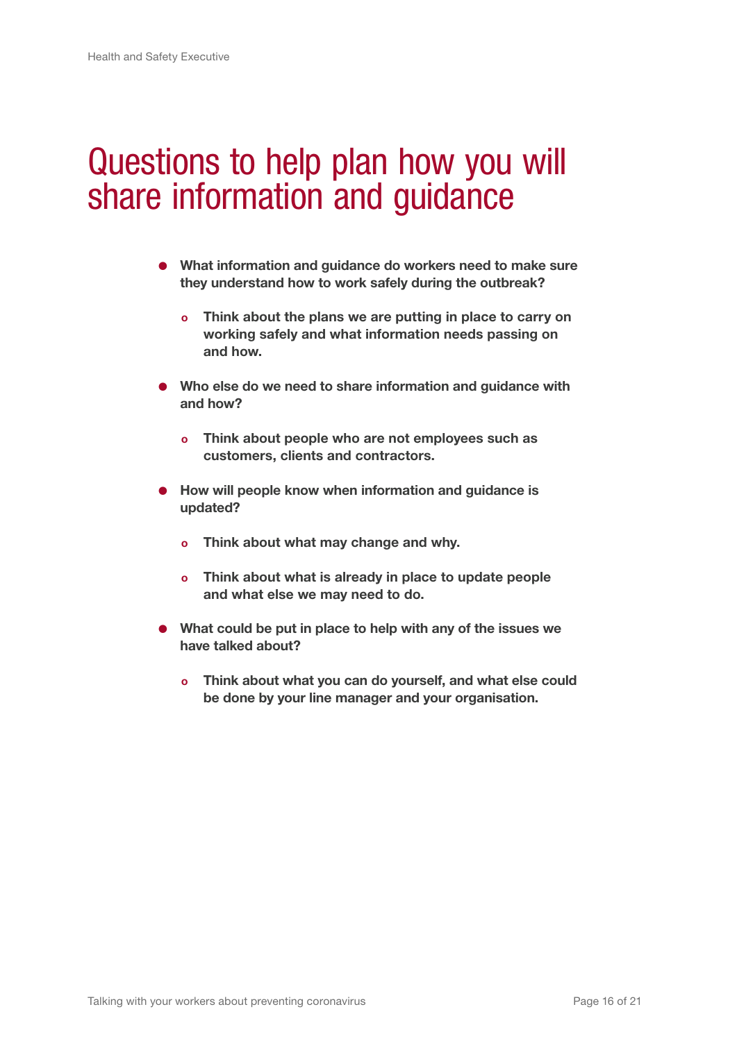# Questions to help plan how you will share information and guidance

- **What information and guidance do workers need to make sure they understand how to work safely during the outbreak?**
  - **Think about the plans we are putting in place to carry on working safely and what information needs passing on and how.**
- **Who else do we need to share information and guidance with and how?**
  - **Think about people who are not employees such as customers, clients and contractors.**
- **How will people know when information and guidance is updated?**
  - **Think about what may change and why.**
  - **Think about what is already in place to update people and what else we may need to do.**
- **What could be put in place to help with any of the issues we have talked about?**
  - **Think about what you can do yourself, and what else could be done by your line manager and your organisation.**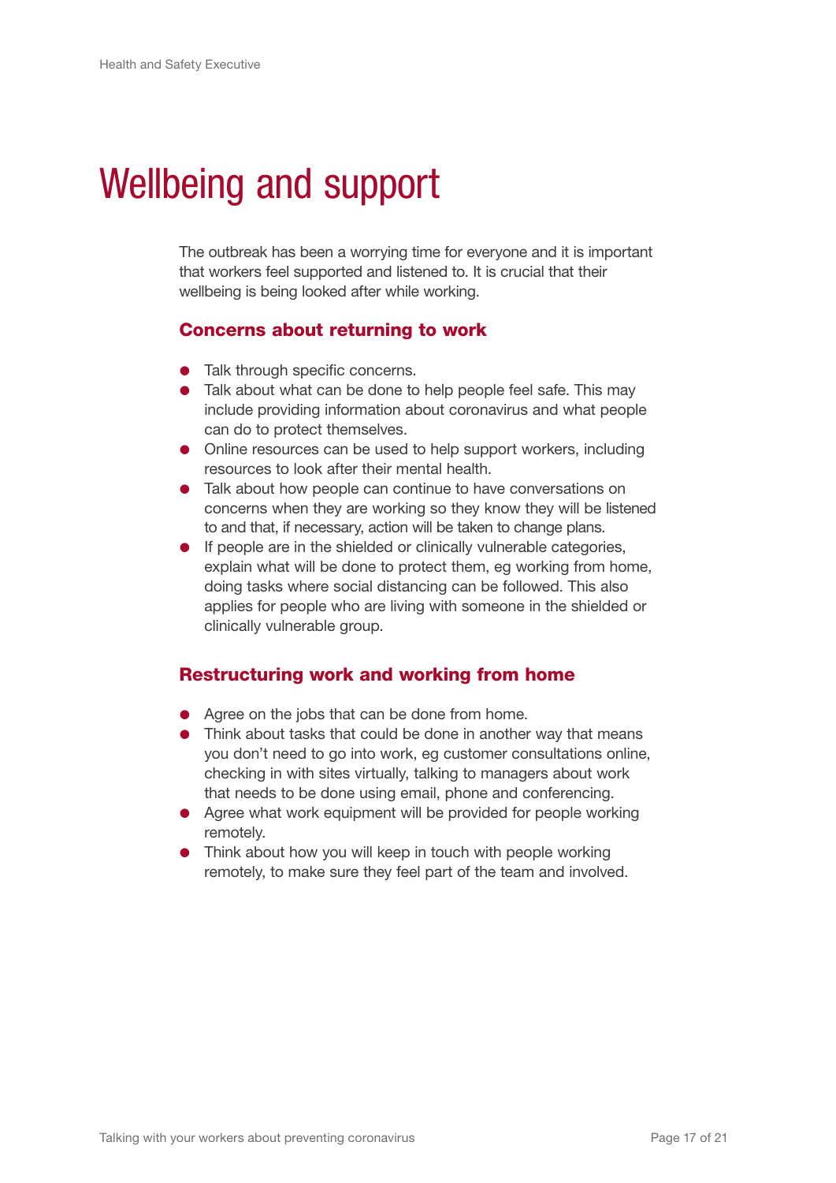# Wellbeing and support

The outbreak has been a worrying time for everyone and it is important that workers feel supported and listened to. It is crucial that their wellbeing is being looked after while working.

## Concerns about returning to work

- Talk through specific concerns.
- Talk about what can be done to help people feel safe. This may include providing information about coronavirus and what people can do to protect themselves.
- Online resources can be used to help support workers, including resources to look after their mental health.
- Talk about how people can continue to have conversations on concerns when they are working so they know they will be listened to and that, if necessary, action will be taken to change plans.
- If people are in the shielded or clinically vulnerable categories, explain what will be done to protect them, eg working from home, doing tasks where social distancing can be followed. This also applies for people who are living with someone in the shielded or clinically vulnerable group.

## Restructuring work and working from home

- Agree on the jobs that can be done from home.
- Think about tasks that could be done in another way that means you don't need to go into work, eg customer consultations online, checking in with sites virtually, talking to managers about work that needs to be done using email, phone and conferencing.
- Agree what work equipment will be provided for people working remotely.
- Think about how you will keep in touch with people working remotely, to make sure they feel part of the team and involved.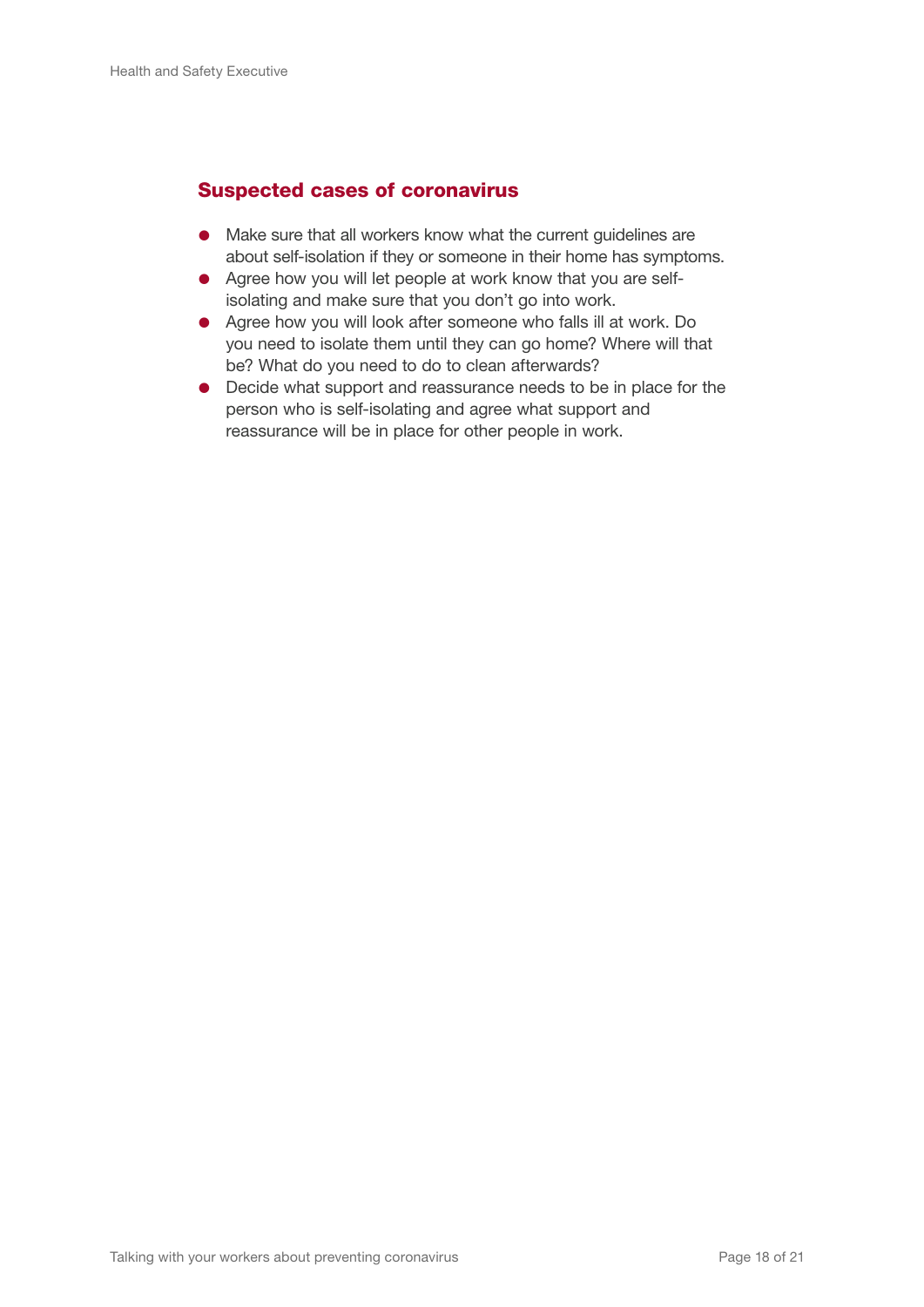## Suspected cases of coronavirus

- Make sure that all workers know what the current guidelines are about self-isolation if they or someone in their home has symptoms.
- Agree how you will let people at work know that you are self-isolating and make sure that you don't go into work.
- Agree how you will look after someone who falls ill at work. Do you need to isolate them until they can go home? Where will that be? What do you need to do to clean afterwards?
- Decide what support and reassurance needs to be in place for the person who is self-isolating and agree what support and reassurance will be in place for other people in work.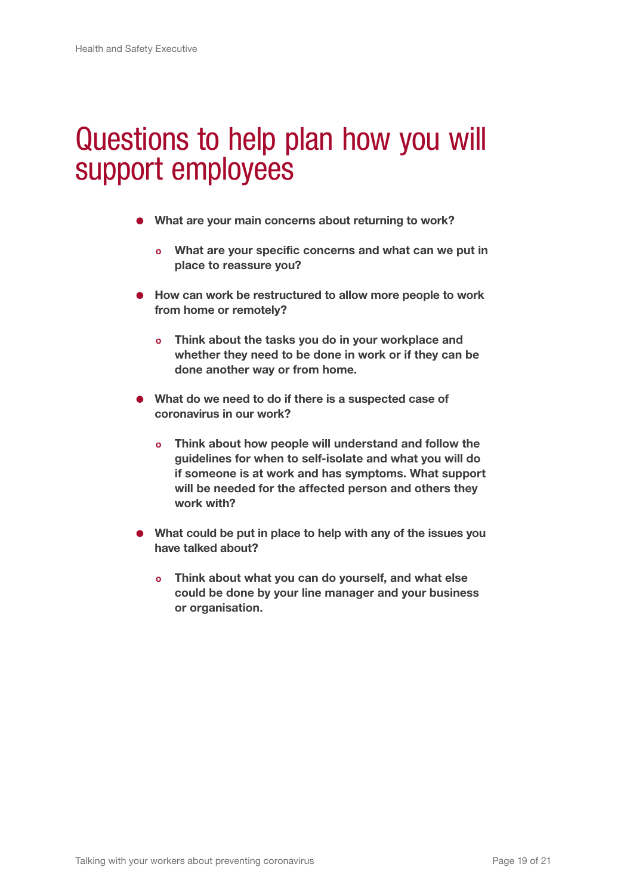# Questions to help plan how you will support employees

- **What are your main concerns about returning to work?**
  - **What are your specific concerns and what can we put in place to reassure you?**
- **How can work be restructured to allow more people to work from home or remotely?**
  - **Think about the tasks you do in your workplace and whether they need to be done in work or if they can be done another way or from home.**
- **What do we need to do if there is a suspected case of coronavirus in our work?**
  - **Think about how people will understand and follow the guidelines for when to self-isolate and what you will do if someone is at work and has symptoms. What support will be needed for the affected person and others they work with?**
- **What could be put in place to help with any of the issues you have talked about?**
  - **Think about what you can do yourself, and what else could be done by your line manager and your business or organisation.**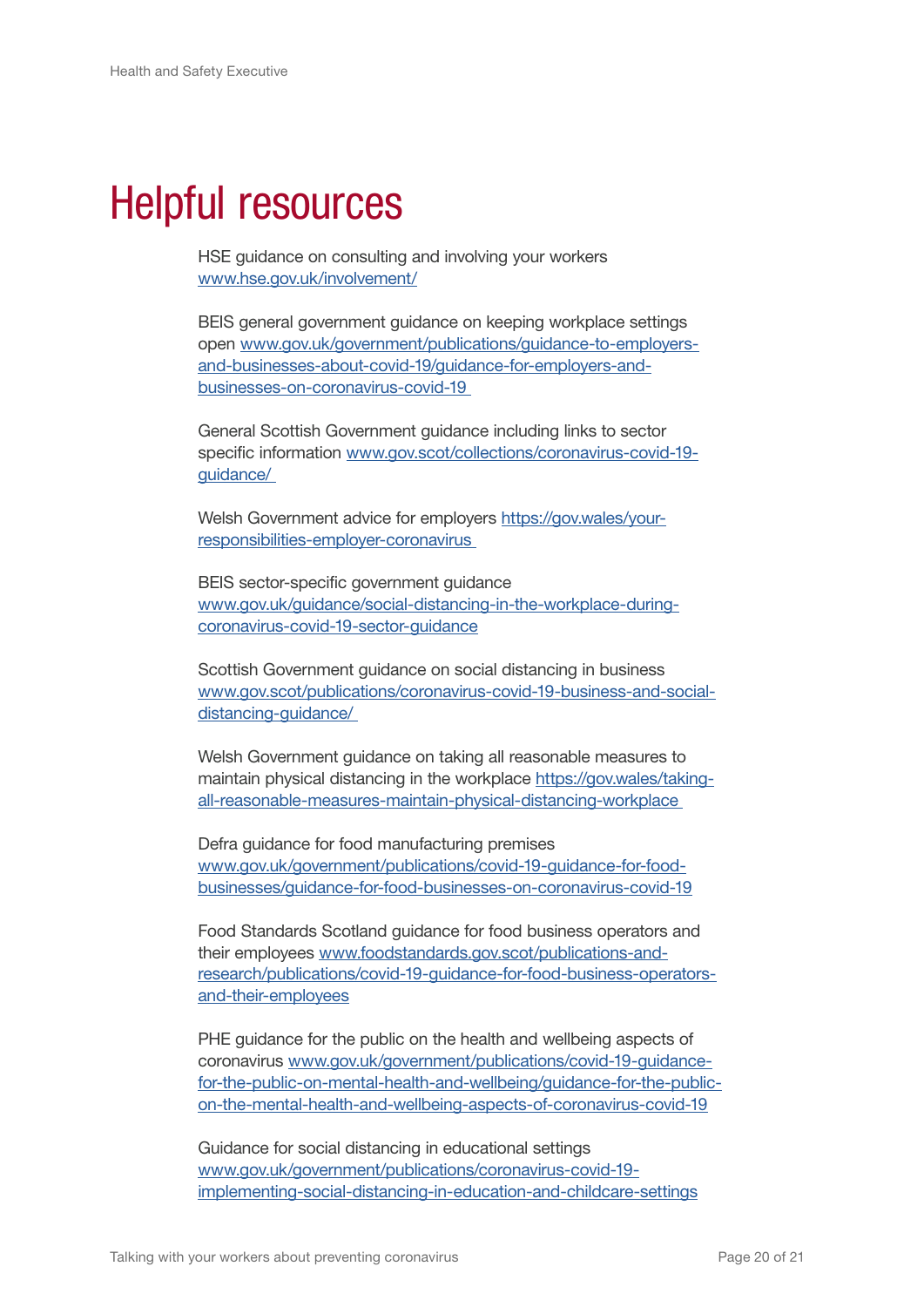# Helpful resources

HSE guidance on consulting and involving your workers www.hse.gov.uk/involvement/

BEIS general government guidance on keeping workplace settings open www.gov.uk/government/publications/guidance-to-employers-and-businesses-about-covid-19/guidance-for-employers-and-businesses-on-coronavirus-covid-19

General Scottish Government guidance including links to sector specific information www.gov.scot/collections/coronavirus-covid-19-guidance/

Welsh Government advice for employers https://gov.wales/your-responsibilities-employer-coronavirus

BEIS sector-specific government guidance www.gov.uk/guidance/social-distancing-in-the-workplace-during-coronavirus-covid-19-sector-guidance

Scottish Government guidance on social distancing in business www.gov.scot/publications/coronavirus-covid-19-business-and-social-distancing-guidance/

Welsh Government guidance on taking all reasonable measures to maintain physical distancing in the workplace https://gov.wales/taking-all-reasonable-measures-maintain-physical-distancing-workplace

Defra guidance for food manufacturing premises www.gov.uk/government/publications/covid-19-guidance-for-food-businesses/guidance-for-food-businesses-on-coronavirus-covid-19

Food Standards Scotland guidance for food business operators and their employees www.foodstandards.gov.scot/publications-and-research/publications/covid-19-guidance-for-food-business-operators-and-their-employees

PHE guidance for the public on the health and wellbeing aspects of coronavirus www.gov.uk/government/publications/covid-19-guidance-for-the-public-on-mental-health-and-wellbeing/guidance-for-the-public-on-the-mental-health-and-wellbeing-aspects-of-coronavirus-covid-19

Guidance for social distancing in educational settings www.gov.uk/government/publications/coronavirus-covid-19-implementing-social-distancing-in-education-and-childcare-settings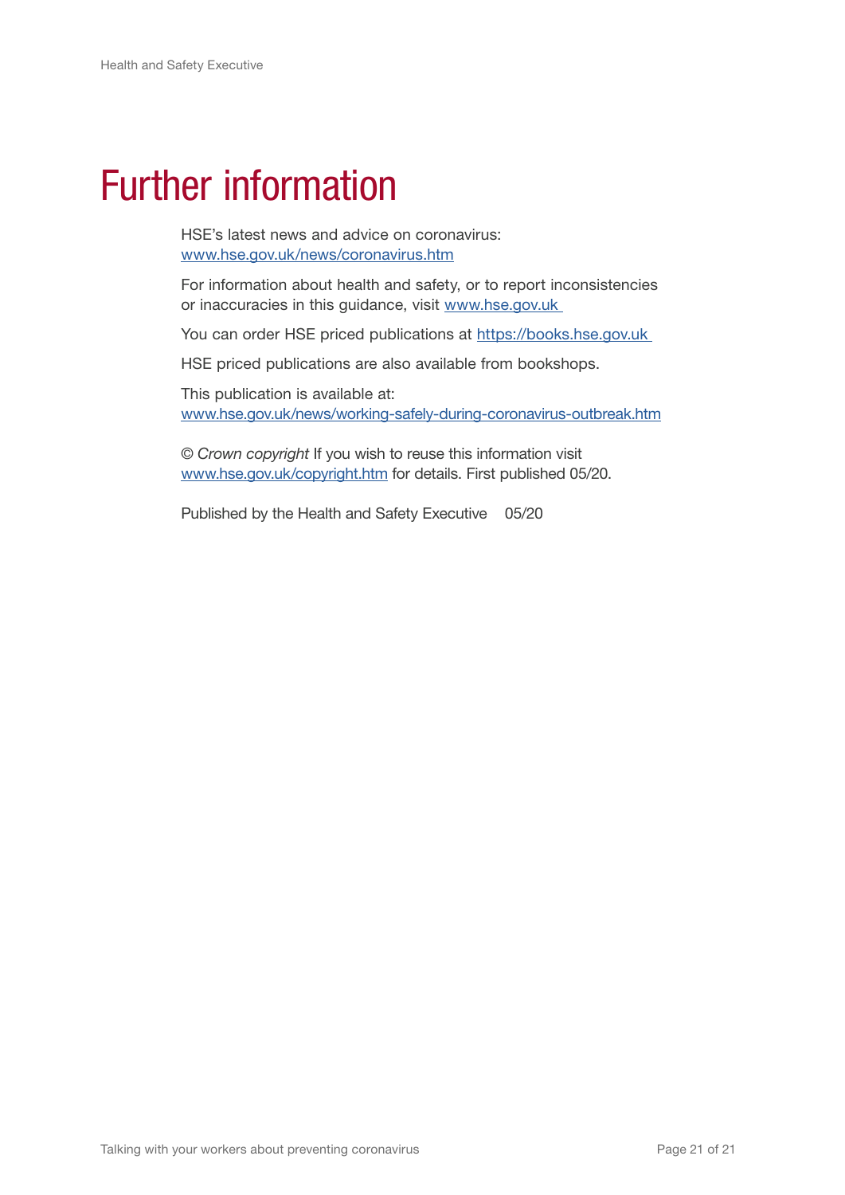# Further information

HSE's latest news and advice on coronavirus:
www.hse.gov.uk/news/coronavirus.htm

For information about health and safety, or to report inconsistencies or inaccuracies in this guidance, visit www.hse.gov.uk

You can order HSE priced publications at https://books.hse.gov.uk

HSE priced publications are also available from bookshops.

This publication is available at:
www.hse.gov.uk/news/working-safely-during-coronavirus-outbreak.htm

© *Crown copyright* If you wish to reuse this information visit www.hse.gov.uk/copyright.htm for details. First published 05/20.

Published by the Health and Safety Executive 05/20